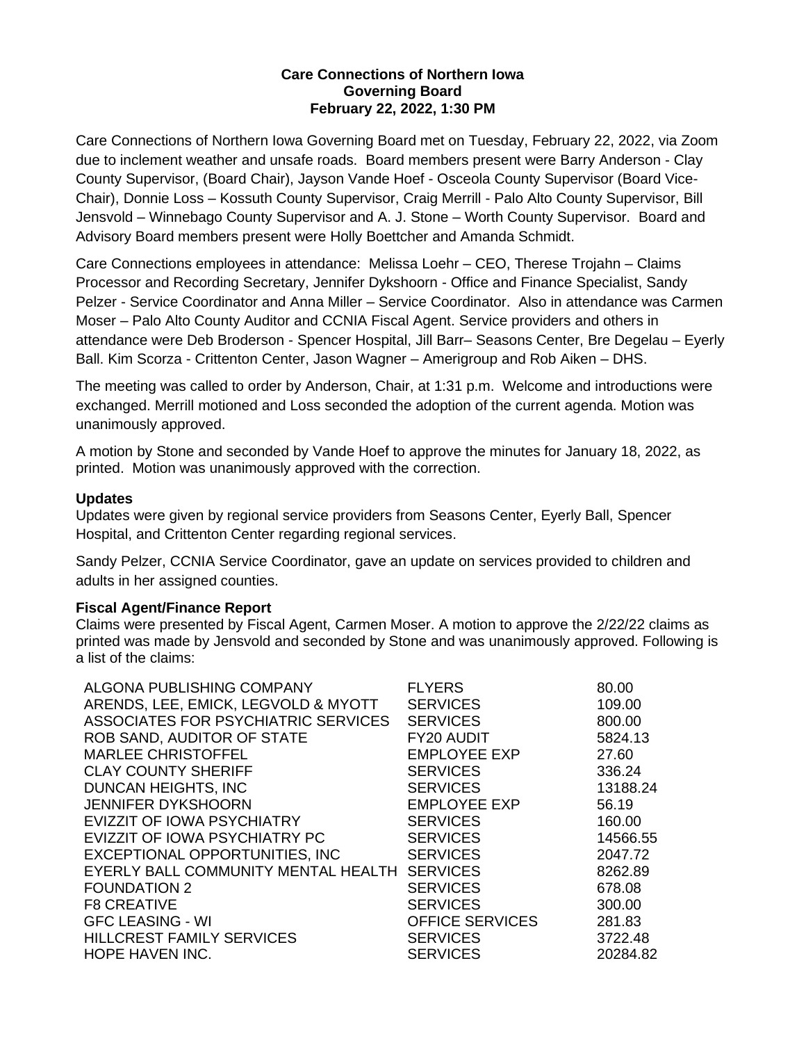**Care Connections of Northern Iowa**
**Governing Board**
**February 22, 2022, 1:30 PM**

Care Connections of Northern Iowa Governing Board met on Tuesday, February 22, 2022, via Zoom due to inclement weather and unsafe roads. Board members present were Barry Anderson - Clay County Supervisor, (Board Chair), Jayson Vande Hoef - Osceola County Supervisor (Board Vice-Chair), Donnie Loss – Kossuth County Supervisor, Craig Merrill - Palo Alto County Supervisor, Bill Jensvold – Winnebago County Supervisor and A. J. Stone – Worth County Supervisor. Board and Advisory Board members present were Holly Boettcher and Amanda Schmidt.

Care Connections employees in attendance: Melissa Loehr – CEO, Therese Trojahn – Claims Processor and Recording Secretary, Jennifer Dykshoorn - Office and Finance Specialist, Sandy Pelzer - Service Coordinator and Anna Miller – Service Coordinator. Also in attendance was Carmen Moser – Palo Alto County Auditor and CCNIA Fiscal Agent. Service providers and others in attendance were Deb Broderson - Spencer Hospital, Jill Barr– Seasons Center, Bre Degelau – Eyerly Ball. Kim Scorza - Crittenton Center, Jason Wagner – Amerigroup and Rob Aiken – DHS.

The meeting was called to order by Anderson, Chair, at 1:31 p.m. Welcome and introductions were exchanged. Merrill motioned and Loss seconded the adoption of the current agenda. Motion was unanimously approved.

A motion by Stone and seconded by Vande Hoef to approve the minutes for January 18, 2022, as printed. Motion was unanimously approved with the correction.

**Updates**
Updates were given by regional service providers from Seasons Center, Eyerly Ball, Spencer Hospital, and Crittenton Center regarding regional services.

Sandy Pelzer, CCNIA Service Coordinator, gave an update on services provided to children and adults in her assigned counties.

**Fiscal Agent/Finance Report**
Claims were presented by Fiscal Agent, Carmen Moser. A motion to approve the 2/22/22 claims as printed was made by Jensvold and seconded by Stone and was unanimously approved. Following is a list of the claims:

| | | |
|---|---|---|
| ALGONA PUBLISHING COMPANY | FLYERS | 80.00 |
| ARENDS, LEE, EMICK, LEGVOLD & MYOTT | SERVICES | 109.00 |
| ASSOCIATES FOR PSYCHIATRIC SERVICES | SERVICES | 800.00 |
| ROB SAND, AUDITOR OF STATE | FY20 AUDIT | 5824.13 |
| MARLEE CHRISTOFFEL | EMPLOYEE EXP | 27.60 |
| CLAY COUNTY SHERIFF | SERVICES | 336.24 |
| DUNCAN HEIGHTS, INC | SERVICES | 13188.24 |
| JENNIFER DYKSHOORN | EMPLOYEE EXP | 56.19 |
| EVIZZIT OF IOWA PSYCHIATRY | SERVICES | 160.00 |
| EVIZZIT OF IOWA PSYCHIATRY PC | SERVICES | 14566.55 |
| EXCEPTIONAL OPPORTUNITIES, INC | SERVICES | 2047.72 |
| EYERLY BALL COMMUNITY MENTAL HEALTH | SERVICES | 8262.89 |
| FOUNDATION 2 | SERVICES | 678.08 |
| F8 CREATIVE | SERVICES | 300.00 |
| GFC LEASING - WI | OFFICE SERVICES | 281.83 |
| HILLCREST FAMILY SERVICES | SERVICES | 3722.48 |
| HOPE HAVEN INC. | SERVICES | 20284.82 |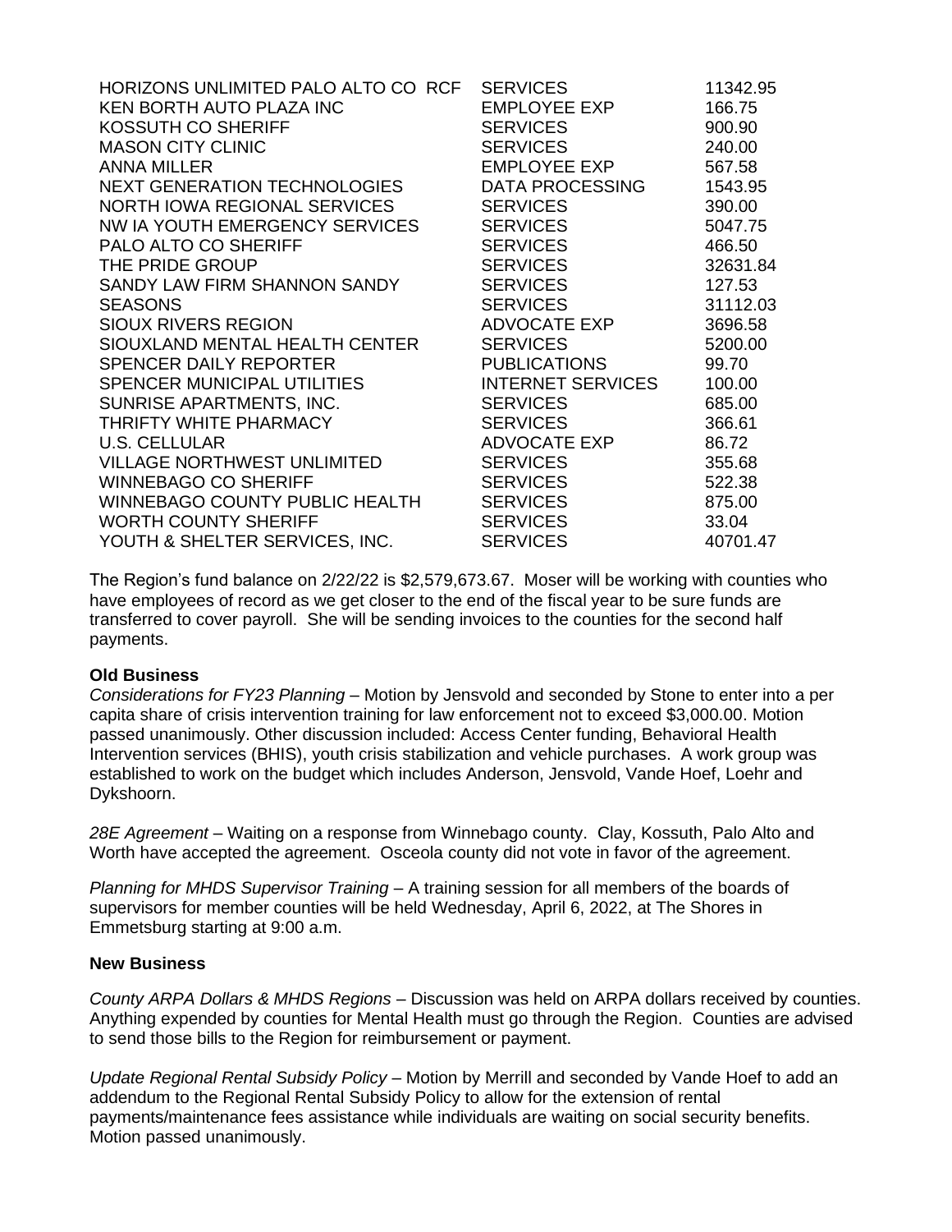| | | |
|---|---|---|
| HORIZONS UNLIMITED PALO ALTO CO RCF | SERVICES | 11342.95 |
| KEN BORTH AUTO PLAZA INC | EMPLOYEE EXP | 166.75 |
| KOSSUTH CO SHERIFF | SERVICES | 900.90 |
| MASON CITY CLINIC | SERVICES | 240.00 |
| ANNA MILLER | EMPLOYEE EXP | 567.58 |
| NEXT GENERATION TECHNOLOGIES | DATA PROCESSING | 1543.95 |
| NORTH IOWA REGIONAL SERVICES | SERVICES | 390.00 |
| NW IA YOUTH EMERGENCY SERVICES | SERVICES | 5047.75 |
| PALO ALTO CO SHERIFF | SERVICES | 466.50 |
| THE PRIDE GROUP | SERVICES | 32631.84 |
| SANDY LAW FIRM SHANNON SANDY | SERVICES | 127.53 |
| SEASONS | SERVICES | 31112.03 |
| SIOUX RIVERS REGION | ADVOCATE EXP | 3696.58 |
| SIOUXLAND MENTAL HEALTH CENTER | SERVICES | 5200.00 |
| SPENCER DAILY REPORTER | PUBLICATIONS | 99.70 |
| SPENCER MUNICIPAL UTILITIES | INTERNET SERVICES | 100.00 |
| SUNRISE APARTMENTS, INC. | SERVICES | 685.00 |
| THRIFTY WHITE PHARMACY | SERVICES | 366.61 |
| U.S. CELLULAR | ADVOCATE EXP | 86.72 |
| VILLAGE NORTHWEST UNLIMITED | SERVICES | 355.68 |
| WINNEBAGO CO SHERIFF | SERVICES | 522.38 |
| WINNEBAGO COUNTY PUBLIC HEALTH | SERVICES | 875.00 |
| WORTH COUNTY SHERIFF | SERVICES | 33.04 |
| YOUTH & SHELTER SERVICES, INC. | SERVICES | 40701.47 |

The Region's fund balance on 2/22/22 is $2,579,673.67. Moser will be working with counties who have employees of record as we get closer to the end of the fiscal year to be sure funds are transferred to cover payroll. She will be sending invoices to the counties for the second half payments.

**Old Business**

*Considerations for FY23 Planning* – Motion by Jensvold and seconded by Stone to enter into a per capita share of crisis intervention training for law enforcement not to exceed $3,000.00. Motion passed unanimously. Other discussion included: Access Center funding, Behavioral Health Intervention services (BHIS), youth crisis stabilization and vehicle purchases. A work group was established to work on the budget which includes Anderson, Jensvold, Vande Hoef, Loehr and Dykshoorn.

*28E Agreement* – Waiting on a response from Winnebago county. Clay, Kossuth, Palo Alto and Worth have accepted the agreement. Osceola county did not vote in favor of the agreement.

*Planning for MHDS Supervisor Training* – A training session for all members of the boards of supervisors for member counties will be held Wednesday, April 6, 2022, at The Shores in Emmetsburg starting at 9:00 a.m.

**New Business**

*County ARPA Dollars & MHDS Regions* – Discussion was held on ARPA dollars received by counties. Anything expended by counties for Mental Health must go through the Region. Counties are advised to send those bills to the Region for reimbursement or payment.

*Update Regional Rental Subsidy Policy* – Motion by Merrill and seconded by Vande Hoef to add an addendum to the Regional Rental Subsidy Policy to allow for the extension of rental payments/maintenance fees assistance while individuals are waiting on social security benefits. Motion passed unanimously.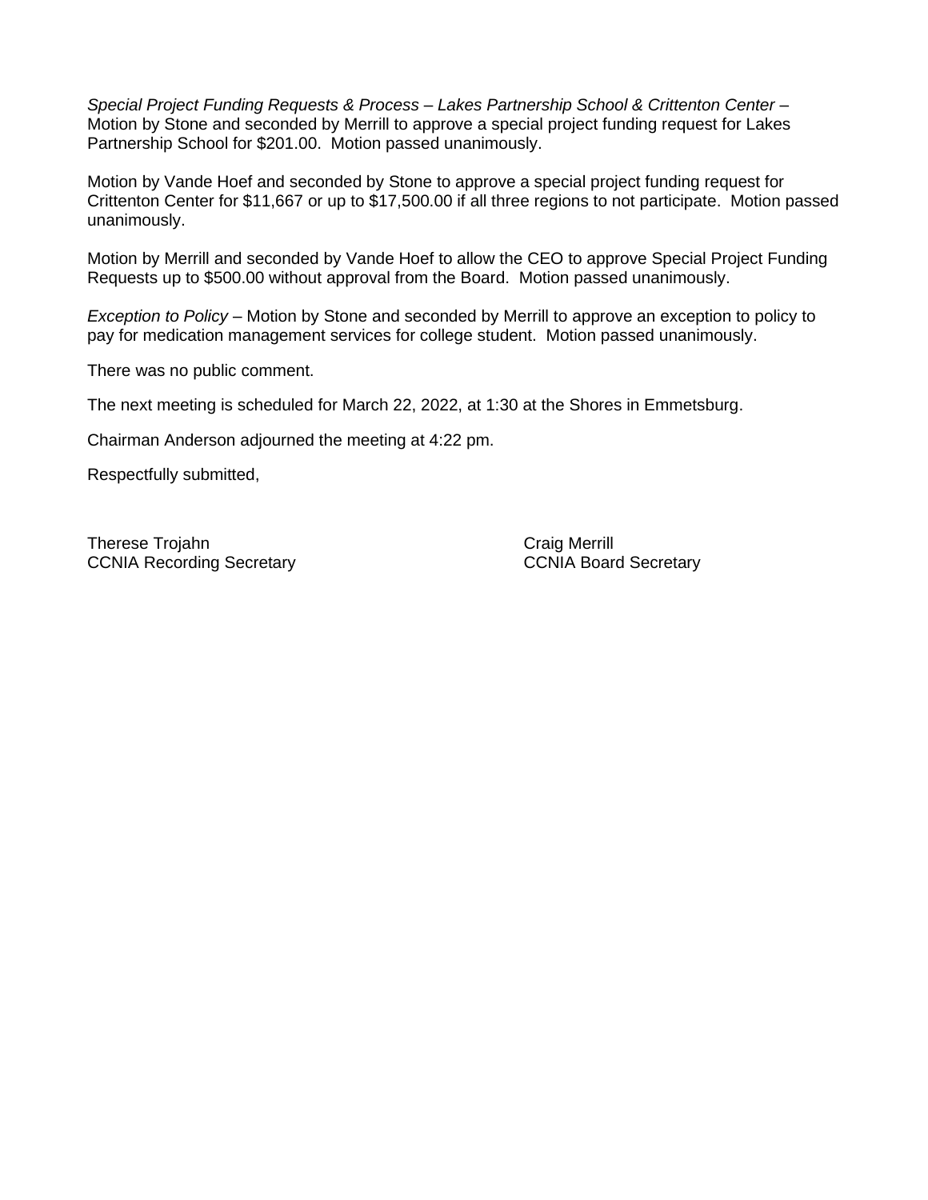*Special Project Funding Requests & Process – Lakes Partnership School & Crittenton Center* – Motion by Stone and seconded by Merrill to approve a special project funding request for Lakes Partnership School for $201.00. Motion passed unanimously.

Motion by Vande Hoef and seconded by Stone to approve a special project funding request for Crittenton Center for $11,667 or up to $17,500.00 if all three regions to not participate. Motion passed unanimously.

Motion by Merrill and seconded by Vande Hoef to allow the CEO to approve Special Project Funding Requests up to $500.00 without approval from the Board. Motion passed unanimously.

*Exception to Policy* – Motion by Stone and seconded by Merrill to approve an exception to policy to pay for medication management services for college student. Motion passed unanimously.

There was no public comment.

The next meeting is scheduled for March 22, 2022, at 1:30 at the Shores in Emmetsburg.

Chairman Anderson adjourned the meeting at 4:22 pm.

Respectfully submitted,

Therese Trojahn
CCNIA Recording Secretary

Craig Merrill
CCNIA Board Secretary